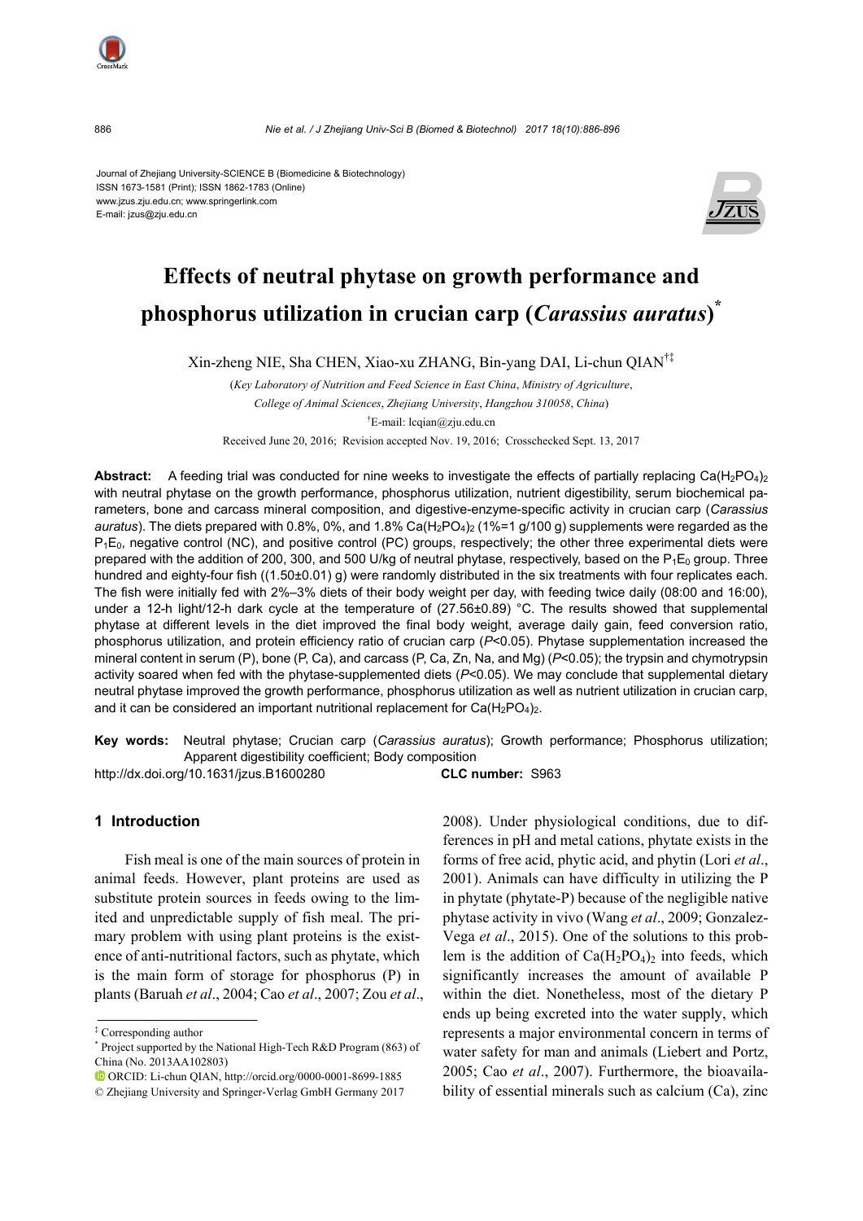Journal of Zhejiang University-SCIENCE B (Biomedicine & Biotechnology)
ISSN 1673-1581 (Print); ISSN 1862-1783 (Online)
www.jzus.zju.edu.cn; www.springerlink.com
E-mail: jzus@zju.edu.cn

# Effects of neutral phytase on growth performance and phosphorus utilization in crucian carp (*Carassius auratus*)*

Xin-zheng NIE, Sha CHEN, Xiao-xu ZHANG, Bin-yang DAI, Li-chun QIAN†‡

(*Key Laboratory of Nutrition and Feed Science in East China*, *Ministry of Agriculture*, *College of Animal Sciences*, *Zhejiang University*, *Hangzhou 310058*, *China*)

†E-mail: lcqian@zju.edu.cn

Received June 20, 2016; Revision accepted Nov. 19, 2016; Crosschecked Sept. 13, 2017

**Abstract:** A feeding trial was conducted for nine weeks to investigate the effects of partially replacing $Ca(H_2PO_4)_2$ with neutral phytase on the growth performance, phosphorus utilization, nutrient digestibility, serum biochemical parameters, bone and carcass mineral composition, and digestive-enzyme-specific activity in crucian carp (*Carassius auratus*). The diets prepared with 0.8%, 0%, and 1.8% $Ca(H_2PO_4)_2$ (1%=1 g/100 g) supplements were regarded as the $P_1E_0$, negative control (NC), and positive control (PC) groups, respectively; the other three experimental diets were prepared with the addition of 200, 300, and 500 U/kg of neutral phytase, respectively, based on the $P_1E_0$ group. Three hundred and eighty-four fish ((1.50±0.01) g) were randomly distributed in the six treatments with four replicates each. The fish were initially fed with 2%–3% diets of their body weight per day, with feeding twice daily (08:00 and 16:00), under a 12-h light/12-h dark cycle at the temperature of (27.56±0.89) °C. The results showed that supplemental phytase at different levels in the diet improved the final body weight, average daily gain, feed conversion ratio, phosphorus utilization, and protein efficiency ratio of crucian carp ($P<0.05$). Phytase supplementation increased the mineral content in serum (P), bone (P, Ca), and carcass (P, Ca, Zn, Na, and Mg) ($P<0.05$); the trypsin and chymotrypsin activity soared when fed with the phytase-supplemented diets ($P<0.05$). We may conclude that supplemental dietary neutral phytase improved the growth performance, phosphorus utilization as well as nutrient utilization in crucian carp, and it can be considered an important nutritional replacement for $Ca(H_2PO_4)_2$.

**Key words:** Neutral phytase; Crucian carp (*Carassius auratus*); Growth performance; Phosphorus utilization; Apparent digestibility coefficient; Body composition

http://dx.doi.org/10.1631/jzus.B1600280 **CLC number:** S963

## 1 Introduction

Fish meal is one of the main sources of protein in animal feeds. However, plant proteins are used as substitute protein sources in feeds owing to the limited and unpredictable supply of fish meal. The primary problem with using plant proteins is the existence of anti-nutritional factors, such as phytate, which is the main form of storage for phosphorus (P) in plants (Baruah *et al*., 2004; Cao *et al*., 2007; Zou *et al*., 2008). Under physiological conditions, due to differences in pH and metal cations, phytate exists in the forms of free acid, phytic acid, and phytin (Lori *et al*., 2001). Animals can have difficulty in utilizing the P in phytate (phytate-P) because of the negligible native phytase activity in vivo (Wang *et al*., 2009; Gonzalez-Vega *et al*., 2015). One of the solutions to this problem is the addition of $Ca(H_2PO_4)_2$ into feeds, which significantly increases the amount of available P within the diet. Nonetheless, most of the dietary P ends up being excreted into the water supply, which represents a major environmental concern in terms of water safety for man and animals (Liebert and Portz, 2005; Cao *et al*., 2007). Furthermore, the bioavailability of essential minerals such as calcium (Ca), zinc

‡ Corresponding author

\* Project supported by the National High-Tech R&D Program (863) of China (No. 2013AA102803)

ORCID: Li-chun QIAN, http://orcid.org/0000-0001-8699-1885

© Zhejiang University and Springer-Verlag GmbH Germany 2017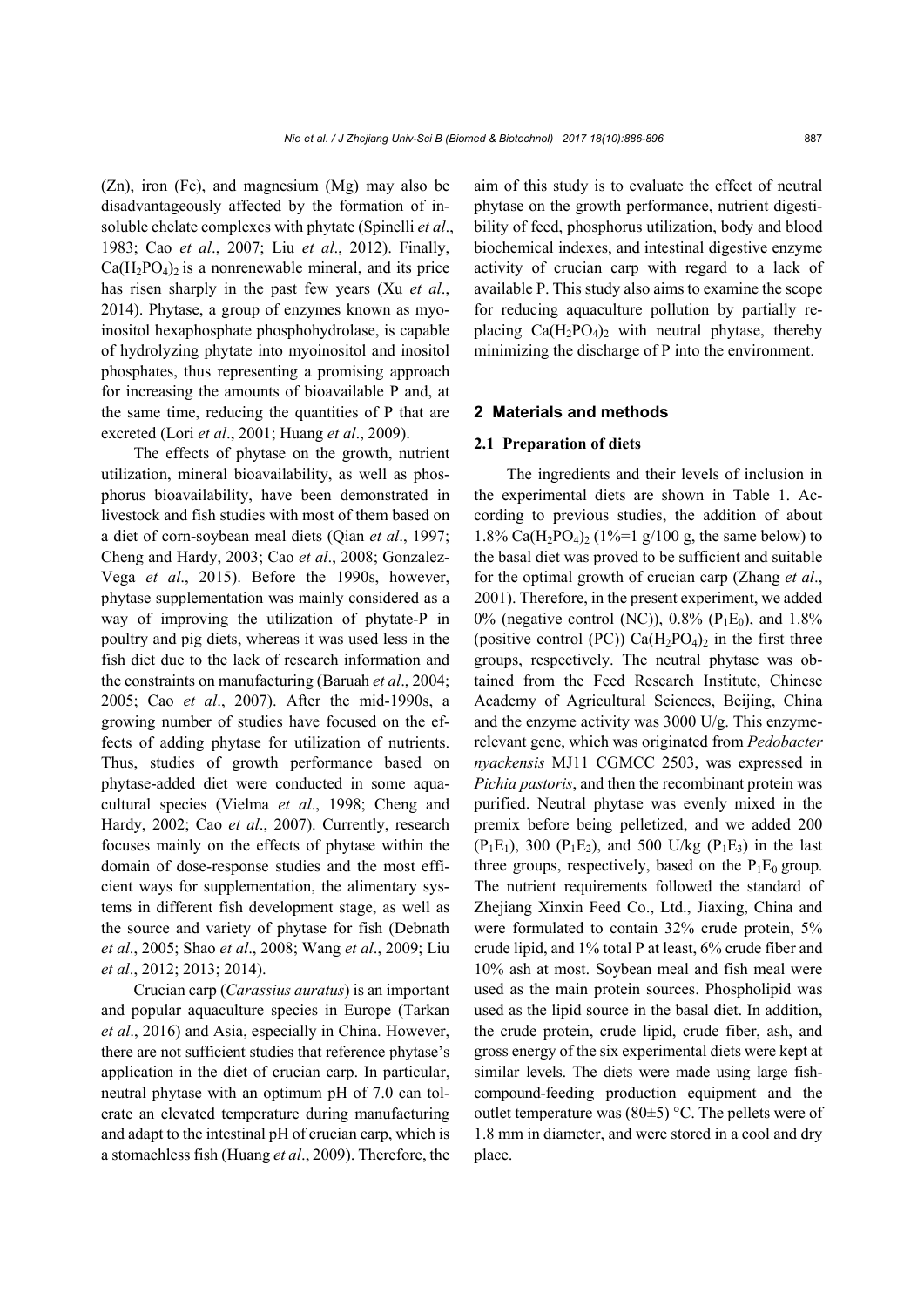(Zn), iron (Fe), and magnesium (Mg) may also be disadvantageously affected by the formation of insoluble chelate complexes with phytate (Spinelli *et al*., 1983; Cao *et al*., 2007; Liu *et al*., 2012). Finally, $Ca(H_2PO_4)_2$ is a nonrenewable mineral, and its price has risen sharply in the past few years (Xu *et al*., 2014). Phytase, a group of enzymes known as myoinositol hexaphosphate phosphohydrolase, is capable of hydrolyzing phytate into myoinositol and inositol phosphates, thus representing a promising approach for increasing the amounts of bioavailable P and, at the same time, reducing the quantities of P that are excreted (Lori *et al*., 2001; Huang *et al*., 2009).

The effects of phytase on the growth, nutrient utilization, mineral bioavailability, as well as phosphorus bioavailability, have been demonstrated in livestock and fish studies with most of them based on a diet of corn-soybean meal diets (Qian *et al*., 1997; Cheng and Hardy, 2003; Cao *et al*., 2008; Gonzalez-Vega *et al*., 2015). Before the 1990s, however, phytase supplementation was mainly considered as a way of improving the utilization of phytate-P in poultry and pig diets, whereas it was used less in the fish diet due to the lack of research information and the constraints on manufacturing (Baruah *et al*., 2004; 2005; Cao *et al*., 2007). After the mid-1990s, a growing number of studies have focused on the effects of adding phytase for utilization of nutrients. Thus, studies of growth performance based on phytase-added diet were conducted in some aquacultural species (Vielma *et al*., 1998; Cheng and Hardy, 2002; Cao *et al*., 2007). Currently, research focuses mainly on the effects of phytase within the domain of dose-response studies and the most efficient ways for supplementation, the alimentary systems in different fish development stage, as well as the source and variety of phytase for fish (Debnath *et al*., 2005; Shao *et al*., 2008; Wang *et al*., 2009; Liu *et al*., 2012; 2013; 2014).

Crucian carp (*Carassius auratus*) is an important and popular aquaculture species in Europe (Tarkan *et al*., 2016) and Asia, especially in China. However, there are not sufficient studies that reference phytase's application in the diet of crucian carp. In particular, neutral phytase with an optimum pH of 7.0 can tolerate an elevated temperature during manufacturing and adapt to the intestinal pH of crucian carp, which is a stomachless fish (Huang *et al*., 2009). Therefore, the aim of this study is to evaluate the effect of neutral phytase on the growth performance, nutrient digestibility of feed, phosphorus utilization, body and blood biochemical indexes, and intestinal digestive enzyme activity of crucian carp with regard to a lack of available P. This study also aims to examine the scope for reducing aquaculture pollution by partially replacing $Ca(H_2PO_4)_2$ with neutral phytase, thereby minimizing the discharge of P into the environment.

## 2 Materials and methods

### 2.1 Preparation of diets

The ingredients and their levels of inclusion in the experimental diets are shown in Table 1. According to previous studies, the addition of about 1.8% $Ca(H_2PO_4)_2$ (1%=1 g/100 g, the same below) to the basal diet was proved to be sufficient and suitable for the optimal growth of crucian carp (Zhang *et al*., 2001). Therefore, in the present experiment, we added 0% (negative control (NC)), 0.8% ($P_1E_0$), and 1.8% (positive control (PC)) $Ca(H_2PO_4)_2$ in the first three groups, respectively. The neutral phytase was obtained from the Feed Research Institute, Chinese Academy of Agricultural Sciences, Beijing, China and the enzyme activity was 3000 U/g. This enzyme-relevant gene, which was originated from *Pedobacter nyackensis* MJ11 CGMCC 2503, was expressed in *Pichia pastoris*, and then the recombinant protein was purified. Neutral phytase was evenly mixed in the premix before being pelletized, and we added 200 ($P_1E_1$), 300 ($P_1E_2$), and 500 U/kg ($P_1E_3$) in the last three groups, respectively, based on the $P_1E_0$ group. The nutrient requirements followed the standard of Zhejiang Xinxin Feed Co., Ltd., Jiaxing, China and were formulated to contain 32% crude protein, 5% crude lipid, and 1% total P at least, 6% crude fiber and 10% ash at most. Soybean meal and fish meal were used as the main protein sources. Phospholipid was used as the lipid source in the basal diet. In addition, the crude protein, crude lipid, crude fiber, ash, and gross energy of the six experimental diets were kept at similar levels. The diets were made using large fish-compound-feeding production equipment and the outlet temperature was (80±5) °C. The pellets were of 1.8 mm in diameter, and were stored in a cool and dry place.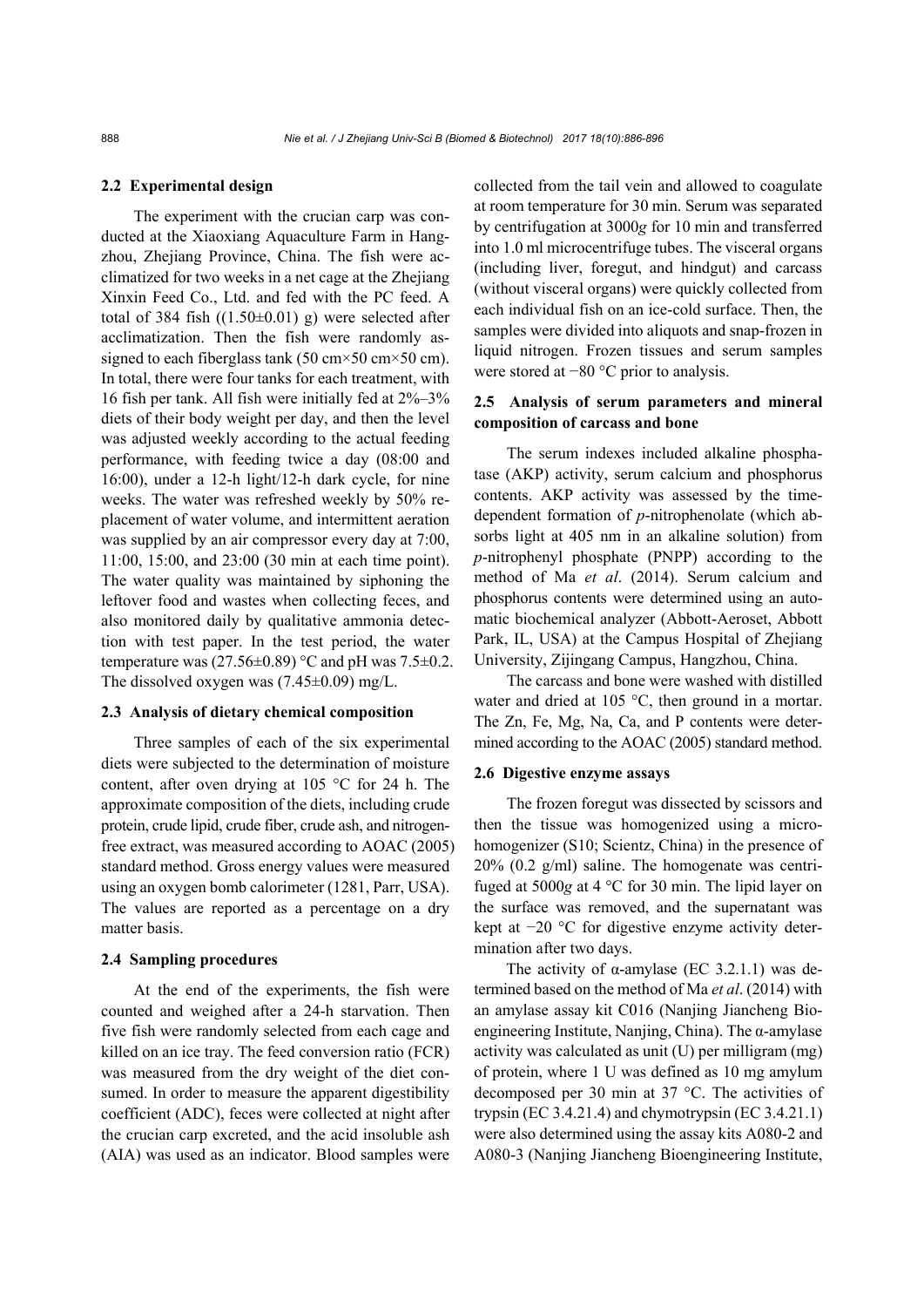### 2.2 Experimental design

The experiment with the crucian carp was conducted at the Xiaoxiang Aquaculture Farm in Hangzhou, Zhejiang Province, China. The fish were acclimatized for two weeks in a net cage at the Zhejiang Xinxin Feed Co., Ltd. and fed with the PC feed. A total of 384 fish ((1.50±0.01) g) were selected after acclimatization. Then the fish were randomly assigned to each fiberglass tank (50 cm×50 cm×50 cm). In total, there were four tanks for each treatment, with 16 fish per tank. All fish were initially fed at 2%–3% diets of their body weight per day, and then the level was adjusted weekly according to the actual feeding performance, with feeding twice a day (08:00 and 16:00), under a 12-h light/12-h dark cycle, for nine weeks. The water was refreshed weekly by 50% replacement of water volume, and intermittent aeration was supplied by an air compressor every day at 7:00, 11:00, 15:00, and 23:00 (30 min at each time point). The water quality was maintained by siphoning the leftover food and wastes when collecting feces, and also monitored daily by qualitative ammonia detection with test paper. In the test period, the water temperature was (27.56±0.89) °C and pH was 7.5±0.2. The dissolved oxygen was (7.45±0.09) mg/L.

### 2.3 Analysis of dietary chemical composition

Three samples of each of the six experimental diets were subjected to the determination of moisture content, after oven drying at 105 °C for 24 h. The approximate composition of the diets, including crude protein, crude lipid, crude fiber, crude ash, and nitrogen-free extract, was measured according to AOAC (2005) standard method. Gross energy values were measured using an oxygen bomb calorimeter (1281, Parr, USA). The values are reported as a percentage on a dry matter basis.

### 2.4 Sampling procedures

At the end of the experiments, the fish were counted and weighed after a 24-h starvation. Then five fish were randomly selected from each cage and killed on an ice tray. The feed conversion ratio (FCR) was measured from the dry weight of the diet consumed. In order to measure the apparent digestibility coefficient (ADC), feces were collected at night after the crucian carp excreted, and the acid insoluble ash (AIA) was used as an indicator. Blood samples were collected from the tail vein and allowed to coagulate at room temperature for 30 min. Serum was separated by centrifugation at 3000*g* for 10 min and transferred into 1.0 ml microcentrifuge tubes. The visceral organs (including liver, foregut, and hindgut) and carcass (without visceral organs) were quickly collected from each individual fish on an ice-cold surface. Then, the samples were divided into aliquots and snap-frozen in liquid nitrogen. Frozen tissues and serum samples were stored at −80 °C prior to analysis.

### 2.5 Analysis of serum parameters and mineral composition of carcass and bone

The serum indexes included alkaline phosphatase (AKP) activity, serum calcium and phosphorus contents. AKP activity was assessed by the time-dependent formation of *p*-nitrophenolate (which absorbs light at 405 nm in an alkaline solution) from *p*-nitrophenyl phosphate (PNPP) according to the method of Ma *et al*. (2014). Serum calcium and phosphorus contents were determined using an automatic biochemical analyzer (Abbott-Aeroset, Abbott Park, IL, USA) at the Campus Hospital of Zhejiang University, Zijingang Campus, Hangzhou, China.

The carcass and bone were washed with distilled water and dried at 105 °C, then ground in a mortar. The Zn, Fe, Mg, Na, Ca, and P contents were determined according to the AOAC (2005) standard method.

### 2.6 Digestive enzyme assays

The frozen foregut was dissected by scissors and then the tissue was homogenized using a micro-homogenizer (S10; Scientz, China) in the presence of 20% (0.2 g/ml) saline. The homogenate was centrifuged at 5000*g* at 4 °C for 30 min. The lipid layer on the surface was removed, and the supernatant was kept at −20 °C for digestive enzyme activity determination after two days.

The activity of α-amylase (EC 3.2.1.1) was determined based on the method of Ma *et al*. (2014) with an amylase assay kit C016 (Nanjing Jiancheng Bioengineering Institute, Nanjing, China). The α-amylase activity was calculated as unit (U) per milligram (mg) of protein, where 1 U was defined as 10 mg amylum decomposed per 30 min at 37 °C. The activities of trypsin (EC 3.4.21.4) and chymotrypsin (EC 3.4.21.1) were also determined using the assay kits A080-2 and A080-3 (Nanjing Jiancheng Bioengineering Institute,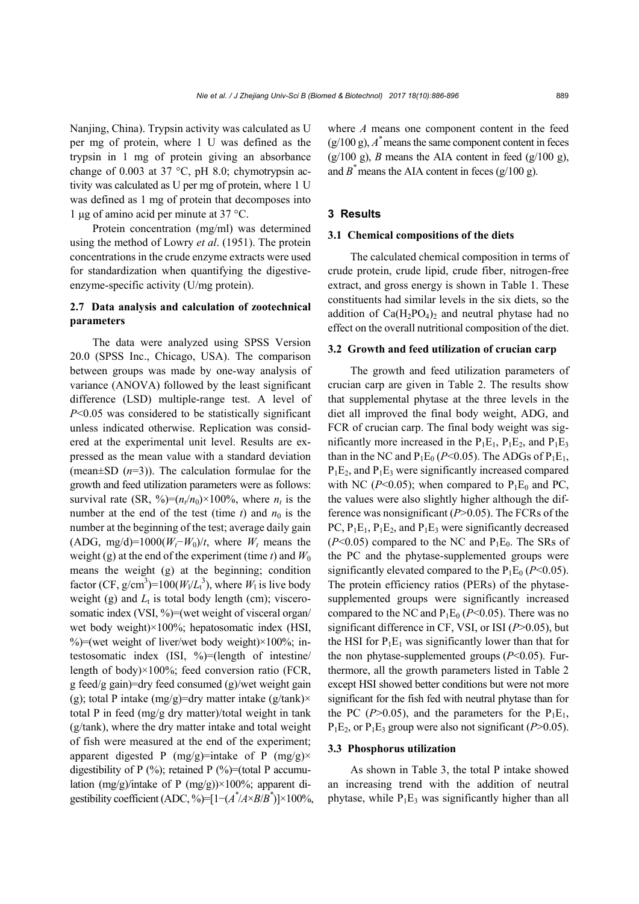Nanjing, China). Trypsin activity was calculated as U per mg of protein, where 1 U was defined as the trypsin in 1 mg of protein giving an absorbance change of 0.003 at 37 °C, pH 8.0; chymotrypsin activity was calculated as U per mg of protein, where 1 U was defined as 1 mg of protein that decomposes into 1 μg of amino acid per minute at 37 °C.

Protein concentration (mg/ml) was determined using the method of Lowry *et al*. (1951). The protein concentrations in the crude enzyme extracts were used for standardization when quantifying the digestive-enzyme-specific activity (U/mg protein).

### 2.7 Data analysis and calculation of zootechnical parameters

The data were analyzed using SPSS Version 20.0 (SPSS Inc., Chicago, USA). The comparison between groups was made by one-way analysis of variance (ANOVA) followed by the least significant difference (LSD) multiple-range test. A level of $P<0.05$ was considered to be statistically significant unless indicated otherwise. Replication was considered at the experimental unit level. Results are expressed as the mean value with a standard deviation (mean±SD ($n=3$)). The calculation formulae for the growth and feed utilization parameters were as follows: survival rate (SR, %)=$(n_t/n_0)\times100\%$, where $n_t$ is the number at the end of the test (time $t$) and $n_0$ is the number at the beginning of the test; average daily gain (ADG, mg/d)=$1000(W_t-W_0)/t$, where $W_t$ means the weight (g) at the end of the experiment (time $t$) and $W_0$ means the weight (g) at the beginning; condition factor (CF, g/cm$^3$)=$100(W_l/L_t^3)$, where $W_l$ is live body weight (g) and $L_t$ is total body length (cm); viscerosomatic index (VSI, %)=(wet weight of visceral organ/wet body weight)×100%; hepatosomatic index (HSI, %)=(wet weight of liver/wet body weight)×100%; intestosomatic index (ISI, %)=(length of intestine/length of body)×100%; feed conversion ratio (FCR, g feed/g gain)=dry feed consumed (g)/wet weight gain (g); total P intake (mg/g)=dry matter intake (g/tank)×total P in feed (mg/g dry matter)/total weight in tank (g/tank), where the dry matter intake and total weight of fish were measured at the end of the experiment; apparent digested P (mg/g)=intake of P (mg/g)×digestibility of P (%); retained P (%)=(total P accumulation (mg/g)/intake of P (mg/g))×100%; apparent digestibility coefficient (ADC, %)=$[1-(A^*/A\times B/B^*)]\times100\%$, where $A$ means one component content in the feed (g/100 g), $A^*$ means the same component content in feces (g/100 g), $B$ means the AIA content in feed (g/100 g), and $B^*$ means the AIA content in feces (g/100 g).

## 3 Results

### 3.1 Chemical compositions of the diets

The calculated chemical composition in terms of crude protein, crude lipid, crude fiber, nitrogen-free extract, and gross energy is shown in Table 1. These constituents had similar levels in the six diets, so the addition of $Ca(H_2PO_4)_2$ and neutral phytase had no effect on the overall nutritional composition of the diet.

### 3.2 Growth and feed utilization of crucian carp

The growth and feed utilization parameters of crucian carp are given in Table 2. The results show that supplemental phytase at the three levels in the diet all improved the final body weight, ADG, and FCR of crucian carp. The final body weight was significantly more increased in the $P_1E_1$, $P_1E_2$, and $P_1E_3$ than in the NC and $P_1E_0$ ($P<0.05$). The ADGs of $P_1E_1$, $P_1E_2$, and $P_1E_3$ were significantly increased compared with NC ($P<0.05$); when compared to $P_1E_0$ and PC, the values were also slightly higher although the difference was nonsignificant ($P>0.05$). The FCRs of the PC, $P_1E_1$, $P_1E_2$, and $P_1E_3$ were significantly decreased ($P<0.05$) compared to the NC and $P_1E_0$. The SRs of the PC and the phytase-supplemented groups were significantly elevated compared to the $P_1E_0$ ($P<0.05$). The protein efficiency ratios (PERs) of the phytase-supplemented groups were significantly increased compared to the NC and $P_1E_0$ ($P<0.05$). There was no significant difference in CF, VSI, or ISI ($P>0.05$), but the HSI for $P_1E_1$ was significantly lower than that for the non phytase-supplemented groups ($P<0.05$). Furthermore, all the growth parameters listed in Table 2 except HSI showed better conditions but were not more significant for the fish fed with neutral phytase than for the PC ($P>0.05$), and the parameters for the $P_1E_1$, $P_1E_2$, or $P_1E_3$ group were also not significant ($P>0.05$).

### 3.3 Phosphorus utilization

As shown in Table 3, the total P intake showed an increasing trend with the addition of neutral phytase, while $P_1E_3$ was significantly higher than all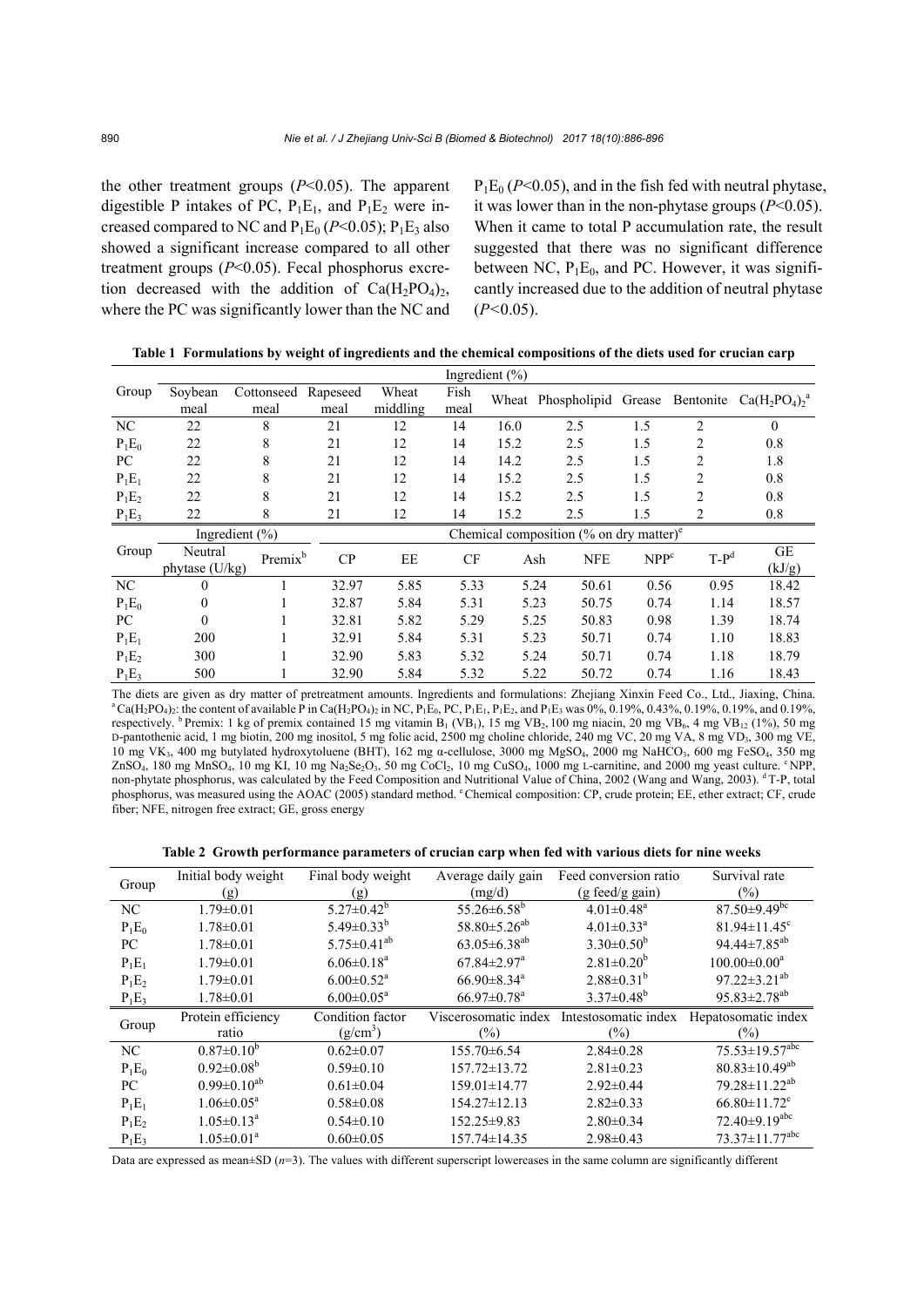the other treatment groups ($P$<0.05). The apparent digestible P intakes of PC, $P_1E_1$, and $P_1E_2$ were increased compared to NC and $P_1E_0$ ($P$<0.05); $P_1E_3$ also showed a significant increase compared to all other treatment groups ($P$<0.05). Fecal phosphorus excretion decreased with the addition of $Ca(H_2PO_4)_2$, where the PC was significantly lower than the NC and $P_1E_0$ ($P$<0.05), and in the fish fed with neutral phytase, it was lower than in the non-phytase groups ($P$<0.05). When it came to total P accumulation rate, the result suggested that there was no significant difference between NC, $P_1E_0$, and PC. However, it was significantly increased due to the addition of neutral phytase ($P$<0.05).

**Table 1 Formulations by weight of ingredients and the chemical compositions of the diets used for crucian carp**

| Group | Ingredient (%) | | | | | | | | | |
|---|---|---|---|---|---|---|---|---|---|---|
| | Soybean meal | Cottonseed meal | Rapeseed meal | Wheat middling | Fish meal | Wheat | Phospholipid | Grease | Bentonite | $Ca(H_2PO_4)_2$[a] |
| NC | 22 | 8 | 21 | 12 | 14 | 16.0 | 2.5 | 1.5 | 2 | 0 |
| $P_1E_0$ | 22 | 8 | 21 | 12 | 14 | 15.2 | 2.5 | 1.5 | 2 | 0.8 |
| PC | 22 | 8 | 21 | 12 | 14 | 14.2 | 2.5 | 1.5 | 2 | 1.8 |
| $P_1E_1$ | 22 | 8 | 21 | 12 | 14 | 15.2 | 2.5 | 1.5 | 2 | 0.8 |
| $P_1E_2$ | 22 | 8 | 21 | 12 | 14 | 15.2 | 2.5 | 1.5 | 2 | 0.8 |
| $P_1E_3$ | 22 | 8 | 21 | 12 | 14 | 15.2 | 2.5 | 1.5 | 2 | 0.8 |

| Group | Ingredient (%) | | Chemical composition (% on dry matter)[e] | | | | | | | |
|---|---|---|---|---|---|---|---|---|---|---|
| | Neutral phytase (U/kg) | Premix[b] | CP | EE | CF | Ash | NFE | NPP[c] | T-P[d] | GE (kJ/g) |
| NC | 0 | 1 | 32.97 | 5.85 | 5.33 | 5.24 | 50.61 | 0.56 | 0.95 | 18.42 |
| $P_1E_0$ | 0 | 1 | 32.87 | 5.84 | 5.31 | 5.23 | 50.75 | 0.74 | 1.14 | 18.57 |
| PC | 0 | 1 | 32.81 | 5.82 | 5.29 | 5.25 | 50.83 | 0.98 | 1.39 | 18.74 |
| $P_1E_1$ | 200 | 1 | 32.91 | 5.84 | 5.31 | 5.23 | 50.71 | 0.74 | 1.10 | 18.83 |
| $P_1E_2$ | 300 | 1 | 32.90 | 5.83 | 5.32 | 5.24 | 50.71 | 0.74 | 1.18 | 18.79 |
| $P_1E_3$ | 500 | 1 | 32.90 | 5.84 | 5.32 | 5.22 | 50.72 | 0.74 | 1.16 | 18.43 |

The diets are given as dry matter of pretreatment amounts. Ingredients and formulations: Zhejiang Xinxin Feed Co., Ltd., Jiaxing, China. [a] $Ca(H_2PO_4)_2$: the content of available P in $Ca(H_2PO_4)_2$ in NC, $P_1E_0$, PC, $P_1E_1$, $P_1E_2$, and $P_1E_3$ was 0%, 0.19%, 0.43%, 0.19%, 0.19%, and 0.19%, respectively. [b] Premix: 1 kg of premix contained 15 mg vitamin $B_1$ ($VB_1$), 15 mg $VB_2$, 100 mg niacin, 20 mg $VB_6$, 4 mg $VB_{12}$ (1%), 50 mg D-pantothenic acid, 1 mg biotin, 200 mg inositol, 5 mg folic acid, 2500 mg choline chloride, 240 mg VC, 20 mg VA, 8 mg $VD_3$, 300 mg VE, 10 mg $VK_3$, 400 mg butylated hydroxytoluene (BHT), 162 mg α-cellulose, 3000 mg $MgSO_4$, 2000 mg $NaHCO_3$, 600 mg $FeSO_4$, 350 mg $ZnSO_4$, 180 mg $MnSO_4$, 10 mg KI, 10 mg $Na_2Se_2O_3$, 50 mg $CoCl_2$, 10 mg $CuSO_4$, 1000 mg L-carnitine, and 2000 mg yeast culture. [c] NPP, non-phytate phosphorus, was calculated by the Feed Composition and Nutritional Value of China, 2002 (Wang and Wang, 2003). [d] T-P, total phosphorus, was measured using the AOAC (2005) standard method. [e] Chemical composition: CP, crude protein; EE, ether extract; CF, crude fiber; NFE, nitrogen free extract; GE, gross energy

**Table 2 Growth performance parameters of crucian carp when fed with various diets for nine weeks**

| Group | Initial body weight (g) | Final body weight (g) | Average daily gain (mg/d) | Feed conversion ratio (g feed/g gain) | Survival rate (%) |
|---|---|---|---|---|---|
| NC | 1.79±0.01 | 5.27±0.42[b] | 55.26±6.58[b] | 4.01±0.48[a] | 87.50±9.49[bc] |
| $P_1E_0$ | 1.78±0.01 | 5.49±0.33[b] | 58.80±5.26[ab] | 4.01±0.33[a] | 81.94±11.45[c] |
| PC | 1.78±0.01 | 5.75±0.41[ab] | 63.05±6.38[ab] | 3.30±0.50[b] | 94.44±7.85[ab] |
| $P_1E_1$ | 1.79±0.01 | 6.06±0.18[a] | 67.84±2.97[a] | 2.81±0.20[b] | 100.00±0.00[a] |
| $P_1E_2$ | 1.79±0.01 | 6.00±0.52[a] | 66.90±8.34[a] | 2.88±0.31[b] | 97.22±3.21[ab] |
| $P_1E_3$ | 1.78±0.01 | 6.00±0.05[a] | 66.97±0.78[a] | 3.37±0.48[b] | 95.83±2.78[ab] |

| Group | Protein efficiency ratio | Condition factor ($g/cm^3$) | Viscerosomatic index (%) | Intestosomatic index (%) | Hepatosomatic index (%) |
|---|---|---|---|---|---|
| NC | 0.87±0.10[b] | 0.62±0.07 | 155.70±6.54 | 2.84±0.28 | 75.53±19.57[abc] |
| $P_1E_0$ | 0.92±0.08[b] | 0.59±0.10 | 157.72±13.72 | 2.81±0.23 | 80.83±10.49[ab] |
| PC | 0.99±0.10[ab] | 0.61±0.04 | 159.01±14.77 | 2.92±0.44 | 79.28±11.22[ab] |
| $P_1E_1$ | 1.06±0.05[a] | 0.58±0.08 | 154.27±12.13 | 2.82±0.33 | 66.80±11.72[c] |
| $P_1E_2$ | 1.05±0.13[a] | 0.54±0.10 | 152.25±9.83 | 2.80±0.34 | 72.40±9.19[abc] |
| $P_1E_3$ | 1.05±0.01[a] | 0.60±0.05 | 157.74±14.35 | 2.98±0.43 | 73.37±11.77[abc] |

Data are expressed as mean±SD ($n$=3). The values with different superscript lowercases in the same column are significantly different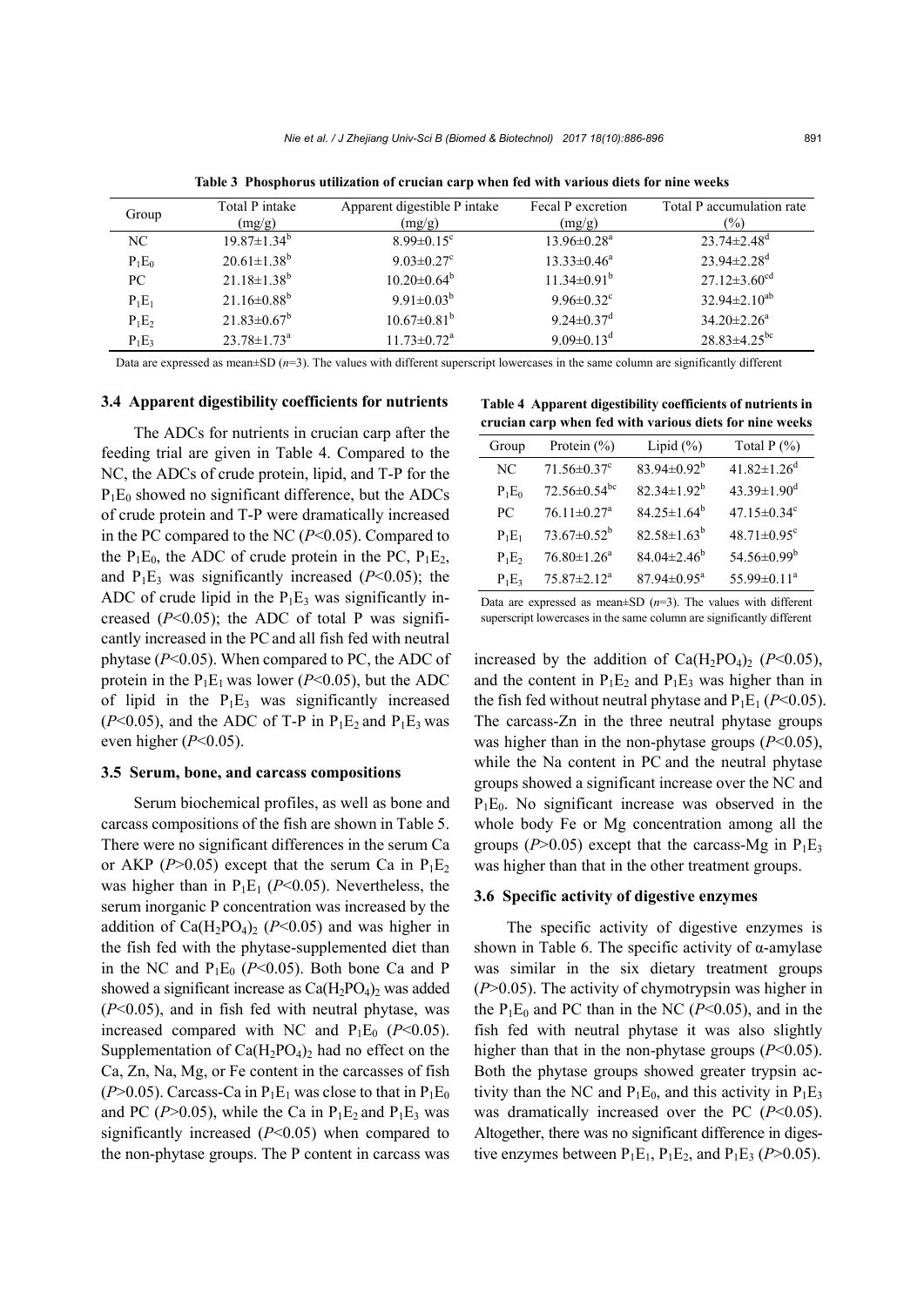**Table 3 Phosphorus utilization of crucian carp when fed with various diets for nine weeks**

| Group | Total P intake (mg/g) | Apparent digestible P intake (mg/g) | Fecal P excretion (mg/g) | Total P accumulation rate (%) |
|---|---|---|---|---|
| NC | $19.87\pm1.34^{b}$ | $8.99\pm0.15^{c}$ | $13.96\pm0.28^{a}$ | $23.74\pm2.48^{d}$ |
| $P_1E_0$ | $20.61\pm1.38^{b}$ | $9.03\pm0.27^{c}$ | $13.33\pm0.46^{a}$ | $23.94\pm2.28^{d}$ |
| PC | $21.18\pm1.38^{b}$ | $10.20\pm0.64^{b}$ | $11.34\pm0.91^{b}$ | $27.12\pm3.60^{cd}$ |
| $P_1E_1$ | $21.16\pm0.88^{b}$ | $9.91\pm0.03^{b}$ | $9.96\pm0.32^{c}$ | $32.94\pm2.10^{ab}$ |
| $P_1E_2$ | $21.83\pm0.67^{b}$ | $10.67\pm0.81^{b}$ | $9.24\pm0.37^{d}$ | $34.20\pm2.26^{a}$ |
| $P_1E_3$ | $23.78\pm1.73^{a}$ | $11.73\pm0.72^{a}$ | $9.09\pm0.13^{d}$ | $28.83\pm4.25^{bc}$ |

Data are expressed as mean±SD ($n$=3). The values with different superscript lowercases in the same column are significantly different

### 3.4 Apparent digestibility coefficients for nutrients

The ADCs for nutrients in crucian carp after the feeding trial are given in Table 4. Compared to the NC, the ADCs of crude protein, lipid, and T-P for the $P_1E_0$ showed no significant difference, but the ADCs of crude protein and T-P were dramatically increased in the PC compared to the NC ($P$<0.05). Compared to the $P_1E_0$, the ADC of crude protein in the PC, $P_1E_2$, and $P_1E_3$ was significantly increased ($P$<0.05); the ADC of crude lipid in the $P_1E_3$ was significantly increased ($P$<0.05); the ADC of total P was significantly increased in the PC and all fish fed with neutral phytase ($P$<0.05). When compared to PC, the ADC of protein in the $P_1E_1$ was lower ($P$<0.05), but the ADC of lipid in the $P_1E_3$ was significantly increased ($P$<0.05), and the ADC of T-P in $P_1E_2$ and $P_1E_3$ was even higher ($P$<0.05).

**Table 4 Apparent digestibility coefficients of nutrients in crucian carp when fed with various diets for nine weeks**

| Group | Protein (%) | Lipid (%) | Total P (%) |
|---|---|---|---|
| NC | $71.56\pm0.37^{c}$ | $83.94\pm0.92^{b}$ | $41.82\pm1.26^{d}$ |
| $P_1E_0$ | $72.56\pm0.54^{bc}$ | $82.34\pm1.92^{b}$ | $43.39\pm1.90^{d}$ |
| PC | $76.11\pm0.27^{a}$ | $84.25\pm1.64^{b}$ | $47.15\pm0.34^{c}$ |
| $P_1E_1$ | $73.67\pm0.52^{b}$ | $82.58\pm1.63^{b}$ | $48.71\pm0.95^{c}$ |
| $P_1E_2$ | $76.80\pm1.26^{a}$ | $84.04\pm2.46^{b}$ | $54.56\pm0.99^{b}$ |
| $P_1E_3$ | $75.87\pm2.12^{a}$ | $87.94\pm0.95^{a}$ | $55.99\pm0.11^{a}$ |

Data are expressed as mean±SD ($n$=3). The values with different superscript lowercases in the same column are significantly different

### 3.5 Serum, bone, and carcass compositions

Serum biochemical profiles, as well as bone and carcass compositions of the fish are shown in Table 5. There were no significant differences in the serum Ca or AKP ($P$>0.05) except that the serum Ca in $P_1E_2$ was higher than in $P_1E_1$ ($P$<0.05). Nevertheless, the serum inorganic P concentration was increased by the addition of $Ca(H_2PO_4)_2$ ($P$<0.05) and was higher in the fish fed with the phytase-supplemented diet than in the NC and $P_1E_0$ ($P$<0.05). Both bone Ca and P showed a significant increase as $Ca(H_2PO_4)_2$ was added ($P$<0.05), and in fish fed with neutral phytase, was increased compared with NC and $P_1E_0$ ($P$<0.05). Supplementation of $Ca(H_2PO_4)_2$ had no effect on the Ca, Zn, Na, Mg, or Fe content in the carcasses of fish ($P$>0.05). Carcass-Ca in $P_1E_1$ was close to that in $P_1E_0$ and PC ($P$>0.05), while the Ca in $P_1E_2$ and $P_1E_3$ was significantly increased ($P$<0.05) when compared to the non-phytase groups. The P content in carcass was increased by the addition of $Ca(H_2PO_4)_2$ ($P$<0.05), and the content in $P_1E_2$ and $P_1E_3$ was higher than in the fish fed without neutral phytase and $P_1E_1$ ($P$<0.05). The carcass-Zn in the three neutral phytase groups was higher than in the non-phytase groups ($P$<0.05), while the Na content in PC and the neutral phytase groups showed a significant increase over the NC and $P_1E_0$. No significant increase was observed in the whole body Fe or Mg concentration among all the groups ($P$>0.05) except that the carcass-Mg in $P_1E_3$ was higher than that in the other treatment groups.

### 3.6 Specific activity of digestive enzymes

The specific activity of digestive enzymes is shown in Table 6. The specific activity of α-amylase was similar in the six dietary treatment groups ($P$>0.05). The activity of chymotrypsin was higher in the $P_1E_0$ and PC than in the NC ($P$<0.05), and in the fish fed with neutral phytase it was also slightly higher than that in the non-phytase groups ($P$<0.05). Both the phytase groups showed greater trypsin activity than the NC and $P_1E_0$, and this activity in $P_1E_3$ was dramatically increased over the PC ($P$<0.05). Altogether, there was no significant difference in digestive enzymes between $P_1E_1$, $P_1E_2$, and $P_1E_3$ ($P$>0.05).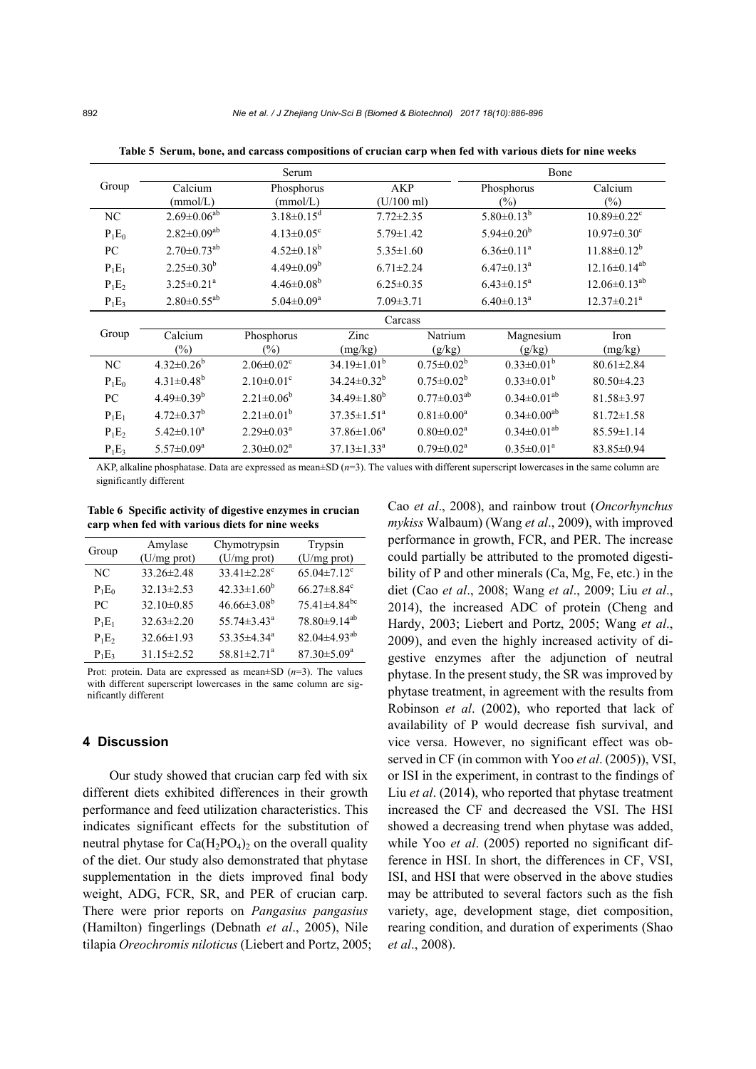**Table 5 Serum, bone, and carcass compositions of crucian carp when fed with various diets for nine weeks**

| Group | Serum | | | Bone | |
|---|---|---|---|---|---|
| | Calcium (mmol/L) | Phosphorus (mmol/L) | AKP (U/100 ml) | Phosphorus (%) | Calcium (%) |
| NC | $2.69\pm0.06^{ab}$ | $3.18\pm0.15^{d}$ | $7.72\pm2.35$ | $5.80\pm0.13^{b}$ | $10.89\pm0.22^{c}$ |
| $P_1E_0$ | $2.82\pm0.09^{ab}$ | $4.13\pm0.05^{c}$ | $5.79\pm1.42$ | $5.94\pm0.20^{b}$ | $10.97\pm0.30^{c}$ |
| PC | $2.70\pm0.73^{ab}$ | $4.52\pm0.18^{b}$ | $5.35\pm1.60$ | $6.36\pm0.11^{a}$ | $11.88\pm0.12^{b}$ |
| $P_1E_1$ | $2.25\pm0.30^{b}$ | $4.49\pm0.09^{b}$ | $6.71\pm2.24$ | $6.47\pm0.13^{a}$ | $12.16\pm0.14^{ab}$ |
| $P_1E_2$ | $3.25\pm0.21^{a}$ | $4.46\pm0.08^{b}$ | $6.25\pm0.35$ | $6.43\pm0.15^{a}$ | $12.06\pm0.13^{ab}$ |
| $P_1E_3$ | $2.80\pm0.55^{ab}$ | $5.04\pm0.09^{a}$ | $7.09\pm3.71$ | $6.40\pm0.13^{a}$ | $12.37\pm0.21^{a}$ |

| Group | Carcass | | | | | |
|---|---|---|---|---|---|---|
| | Calcium (%) | Phosphorus (%) | Zinc (mg/kg) | Natrium (g/kg) | Magnesium (g/kg) | Iron (mg/kg) |
| NC | $4.32\pm0.26^{b}$ | $2.06\pm0.02^{c}$ | $34.19\pm1.01^{b}$ | $0.75\pm0.02^{b}$ | $0.33\pm0.01^{b}$ | $80.61\pm2.84$ |
| $P_1E_0$ | $4.31\pm0.48^{b}$ | $2.10\pm0.01^{c}$ | $34.24\pm0.32^{b}$ | $0.75\pm0.02^{b}$ | $0.33\pm0.01^{b}$ | $80.50\pm4.23$ |
| PC | $4.49\pm0.39^{b}$ | $2.21\pm0.06^{b}$ | $34.49\pm1.80^{b}$ | $0.77\pm0.03^{ab}$ | $0.34\pm0.01^{ab}$ | $81.58\pm3.97$ |
| $P_1E_1$ | $4.72\pm0.37^{b}$ | $2.21\pm0.01^{b}$ | $37.35\pm1.51^{a}$ | $0.81\pm0.00^{a}$ | $0.34\pm0.00^{ab}$ | $81.72\pm1.58$ |
| $P_1E_2$ | $5.42\pm0.10^{a}$ | $2.29\pm0.03^{a}$ | $37.86\pm1.06^{a}$ | $0.80\pm0.02^{a}$ | $0.34\pm0.01^{ab}$ | $85.59\pm1.14$ |
| $P_1E_3$ | $5.57\pm0.09^{a}$ | $2.30\pm0.02^{a}$ | $37.13\pm1.33^{a}$ | $0.79\pm0.02^{a}$ | $0.35\pm0.01^{a}$ | $83.85\pm0.94$ |

AKP, alkaline phosphatase. Data are expressed as mean±SD ($n$=3). The values with different superscript lowercases in the same column are significantly different

**Table 6 Specific activity of digestive enzymes in crucian carp when fed with various diets for nine weeks**

| Group | Amylase (U/mg prot) | Chymotrypsin (U/mg prot) | Trypsin (U/mg prot) |
|---|---|---|---|
| NC | $33.26\pm2.48$ | $33.41\pm2.28^{c}$ | $65.04\pm7.12^{c}$ |
| $P_1E_0$ | $32.13\pm2.53$ | $42.33\pm1.60^{b}$ | $66.27\pm8.84^{c}$ |
| PC | $32.10\pm0.85$ | $46.66\pm3.08^{b}$ | $75.41\pm4.84^{bc}$ |
| $P_1E_1$ | $32.63\pm2.20$ | $55.74\pm3.43^{a}$ | $78.80\pm9.14^{ab}$ |
| $P_1E_2$ | $32.66\pm1.93$ | $53.35\pm4.34^{a}$ | $82.04\pm4.93^{ab}$ |
| $P_1E_3$ | $31.15\pm2.52$ | $58.81\pm2.71^{a}$ | $87.30\pm5.09^{a}$ |

Prot: protein. Data are expressed as mean±SD ($n$=3). The values with different superscript lowercases in the same column are significantly different

## 4 Discussion

Our study showed that crucian carp fed with six different diets exhibited differences in their growth performance and feed utilization characteristics. This indicates significant effects for the substitution of neutral phytase for $Ca(H_2PO_4)_2$ on the overall quality of the diet. Our study also demonstrated that phytase supplementation in the diets improved final body weight, ADG, FCR, SR, and PER of crucian carp. There were prior reports on *Pangasius pangasius* (Hamilton) fingerlings (Debnath *et al*., 2005), Nile tilapia *Oreochromis niloticus* (Liebert and Portz, 2005; Cao *et al*., 2008), and rainbow trout (*Oncorhynchus mykiss* Walbaum) (Wang *et al*., 2009), with improved performance in growth, FCR, and PER. The increase could partially be attributed to the promoted digestibility of P and other minerals (Ca, Mg, Fe, etc.) in the diet (Cao *et al*., 2008; Wang *et al*., 2009; Liu *et al*., 2014), the increased ADC of protein (Cheng and Hardy, 2003; Liebert and Portz, 2005; Wang *et al*., 2009), and even the highly increased activity of digestive enzymes after the adjunction of neutral phytase. In the present study, the SR was improved by phytase treatment, in agreement with the results from Robinson *et al*. (2002), who reported that lack of availability of P would decrease fish survival, and vice versa. However, no significant effect was observed in CF (in common with Yoo *et al*. (2005)), VSI, or ISI in the experiment, in contrast to the findings of Liu *et al*. (2014), who reported that phytase treatment increased the CF and decreased the VSI. The HSI showed a decreasing trend when phytase was added, while Yoo *et al*. (2005) reported no significant difference in HSI. In short, the differences in CF, VSI, ISI, and HSI that were observed in the above studies may be attributed to several factors such as the fish variety, age, development stage, diet composition, rearing condition, and duration of experiments (Shao *et al*., 2008).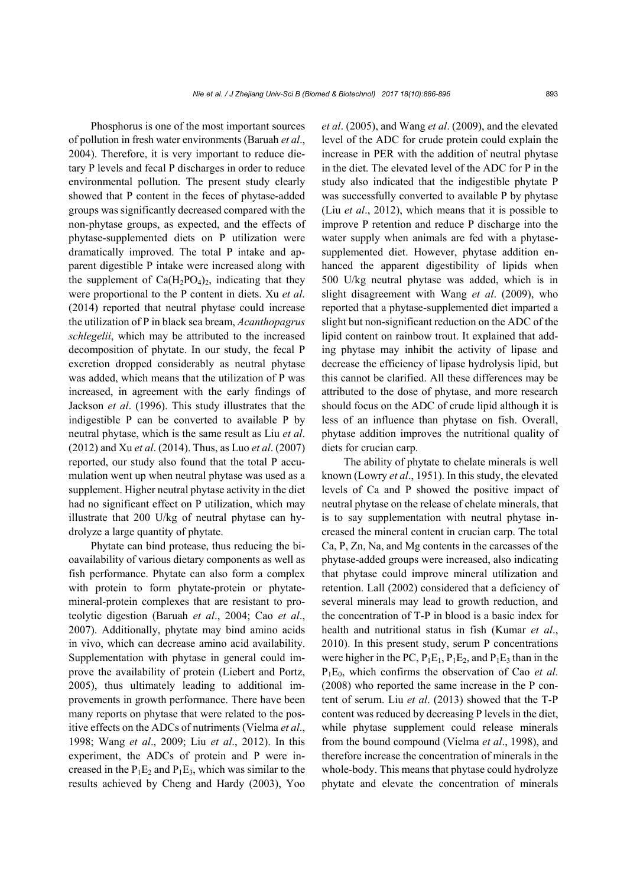Phosphorus is one of the most important sources of pollution in fresh water environments (Baruah *et al*., 2004). Therefore, it is very important to reduce dietary P levels and fecal P discharges in order to reduce environmental pollution. The present study clearly showed that P content in the feces of phytase-added groups was significantly decreased compared with the non-phytase groups, as expected, and the effects of phytase-supplemented diets on P utilization were dramatically improved. The total P intake and apparent digestible P intake were increased along with the supplement of $Ca(H_2PO_4)_2$, indicating that they were proportional to the P content in diets. Xu *et al*. (2014) reported that neutral phytase could increase the utilization of P in black sea bream, *Acanthopagrus schlegelii*, which may be attributed to the increased decomposition of phytate. In our study, the fecal P excretion dropped considerably as neutral phytase was added, which means that the utilization of P was increased, in agreement with the early findings of Jackson *et al*. (1996). This study illustrates that the indigestible P can be converted to available P by neutral phytase, which is the same result as Liu *et al*. (2012) and Xu *et al*. (2014). Thus, as Luo *et al*. (2007) reported, our study also found that the total P accumulation went up when neutral phytase was used as a supplement. Higher neutral phytase activity in the diet had no significant effect on P utilization, which may illustrate that 200 U/kg of neutral phytase can hydrolyze a large quantity of phytate.

Phytate can bind protease, thus reducing the bioavailability of various dietary components as well as fish performance. Phytate can also form a complex with protein to form phytate-protein or phytate-mineral-protein complexes that are resistant to proteolytic digestion (Baruah *et al*., 2004; Cao *et al*., 2007). Additionally, phytate may bind amino acids in vivo, which can decrease amino acid availability. Supplementation with phytase in general could improve the availability of protein (Liebert and Portz, 2005), thus ultimately leading to additional improvements in growth performance. There have been many reports on phytase that were related to the positive effects on the ADCs of nutriments (Vielma *et al*., 1998; Wang *et al*., 2009; Liu *et al*., 2012). In this experiment, the ADCs of protein and P were increased in the $P_1E_2$ and $P_1E_3$, which was similar to the results achieved by Cheng and Hardy (2003), Yoo *et al*. (2005), and Wang *et al*. (2009), and the elevated level of the ADC for crude protein could explain the increase in PER with the addition of neutral phytase in the diet. The elevated level of the ADC for P in the study also indicated that the indigestible phytate P was successfully converted to available P by phytase (Liu *et al*., 2012), which means that it is possible to improve P retention and reduce P discharge into the water supply when animals are fed with a phytase-supplemented diet. However, phytase addition enhanced the apparent digestibility of lipids when 500 U/kg neutral phytase was added, which is in slight disagreement with Wang *et al*. (2009), who reported that a phytase-supplemented diet imparted a slight but non-significant reduction on the ADC of the lipid content on rainbow trout. It explained that adding phytase may inhibit the activity of lipase and decrease the efficiency of lipase hydrolysis lipid, but this cannot be clarified. All these differences may be attributed to the dose of phytase, and more research should focus on the ADC of crude lipid although it is less of an influence than phytase on fish. Overall, phytase addition improves the nutritional quality of diets for crucian carp.

The ability of phytate to chelate minerals is well known (Lowry *et al*., 1951). In this study, the elevated levels of Ca and P showed the positive impact of neutral phytase on the release of chelate minerals, that is to say supplementation with neutral phytase increased the mineral content in crucian carp. The total Ca, P, Zn, Na, and Mg contents in the carcasses of the phytase-added groups were increased, also indicating that phytase could improve mineral utilization and retention. Lall (2002) considered that a deficiency of several minerals may lead to growth reduction, and the concentration of T-P in blood is a basic index for health and nutritional status in fish (Kumar *et al*., 2010). In this present study, serum P concentrations were higher in the PC, $P_1E_1$, $P_1E_2$, and $P_1E_3$ than in the $P_1E_0$, which confirms the observation of Cao *et al*. (2008) who reported the same increase in the P content of serum. Liu *et al*. (2013) showed that the T-P content was reduced by decreasing P levels in the diet, while phytase supplement could release minerals from the bound compound (Vielma *et al*., 1998), and therefore increase the concentration of minerals in the whole-body. This means that phytase could hydrolyze phytate and elevate the concentration of minerals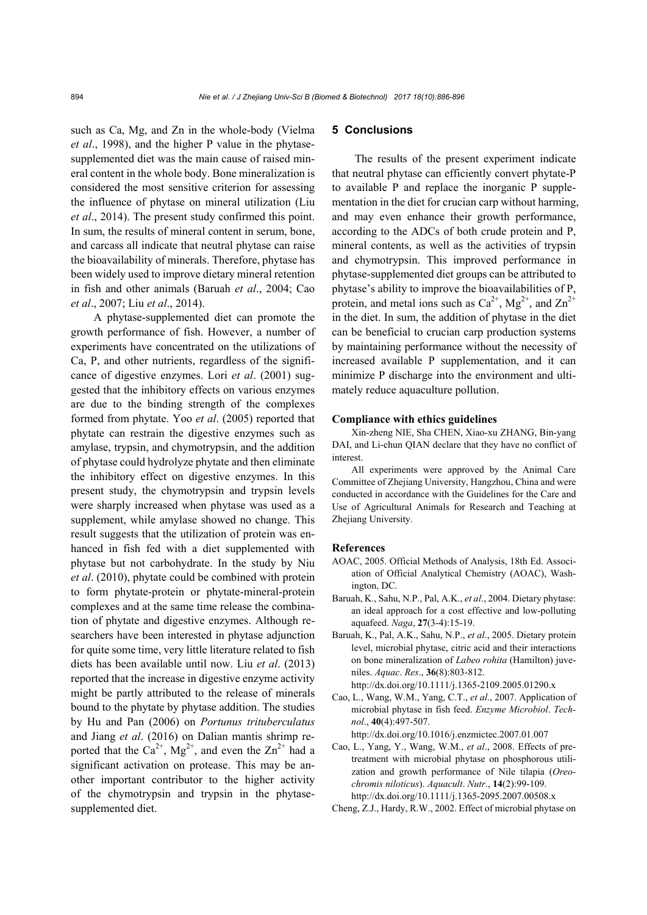such as Ca, Mg, and Zn in the whole-body (Vielma *et al*., 1998), and the higher P value in the phytase-supplemented diet was the main cause of raised mineral content in the whole body. Bone mineralization is considered the most sensitive criterion for assessing the influence of phytase on mineral utilization (Liu *et al*., 2014). The present study confirmed this point. In sum, the results of mineral content in serum, bone, and carcass all indicate that neutral phytase can raise the bioavailability of minerals. Therefore, phytase has been widely used to improve dietary mineral retention in fish and other animals (Baruah *et al*., 2004; Cao *et al*., 2007; Liu *et al*., 2014).

A phytase-supplemented diet can promote the growth performance of fish. However, a number of experiments have concentrated on the utilizations of Ca, P, and other nutrients, regardless of the significance of digestive enzymes. Lori *et al*. (2001) suggested that the inhibitory effects on various enzymes are due to the binding strength of the complexes formed from phytate. Yoo *et al*. (2005) reported that phytate can restrain the digestive enzymes such as amylase, trypsin, and chymotrypsin, and the addition of phytase could hydrolyze phytate and then eliminate the inhibitory effect on digestive enzymes. In this present study, the chymotrypsin and trypsin levels were sharply increased when phytase was used as a supplement, while amylase showed no change. This result suggests that the utilization of protein was enhanced in fish fed with a diet supplemented with phytase but not carbohydrate. In the study by Niu *et al*. (2010), phytate could be combined with protein to form phytate-protein or phytate-mineral-protein complexes and at the same time release the combination of phytate and digestive enzymes. Although researchers have been interested in phytase adjunction for quite some time, very little literature related to fish diets has been available until now. Liu *et al*. (2013) reported that the increase in digestive enzyme activity might be partly attributed to the release of minerals bound to the phytate by phytase addition. The studies by Hu and Pan (2006) on *Portunus trituberculatus* and Jiang *et al*. (2016) on Dalian mantis shrimp reported that the $Ca^{2+}$, $Mg^{2+}$, and even the $Zn^{2+}$ had a significant activation on protease. This may be another important contributor to the higher activity of the chymotrypsin and trypsin in the phytase-supplemented diet.

## 5 Conclusions

The results of the present experiment indicate that neutral phytase can efficiently convert phytate-P to available P and replace the inorganic P supplementation in the diet for crucian carp without harming, and may even enhance their growth performance, according to the ADCs of both crude protein and P, mineral contents, as well as the activities of trypsin and chymotrypsin. This improved performance in phytase-supplemented diet groups can be attributed to phytase's ability to improve the bioavailabilities of P, protein, and metal ions such as $Ca^{2+}$, $Mg^{2+}$, and $Zn^{2+}$ in the diet. In sum, the addition of phytase in the diet can be beneficial to crucian carp production systems by maintaining performance without the necessity of increased available P supplementation, and it can minimize P discharge into the environment and ultimately reduce aquaculture pollution.

### Compliance with ethics guidelines

Xin-zheng NIE, Sha CHEN, Xiao-xu ZHANG, Bin-yang DAI, and Li-chun QIAN declare that they have no conflict of interest.

All experiments were approved by the Animal Care Committee of Zhejiang University, Hangzhou, China and were conducted in accordance with the Guidelines for the Care and Use of Agricultural Animals for Research and Teaching at Zhejiang University.

### References

AOAC, 2005. Official Methods of Analysis, 18th Ed. Association of Official Analytical Chemistry (AOAC), Washington, DC.

Baruah, K., Sahu, N.P., Pal, A.K., *et al*., 2004. Dietary phytase: an ideal approach for a cost effective and low-polluting aquafeed. *Naga*, **27**(3-4):15-19.

Baruah, K., Pal, A.K., Sahu, N.P., *et al*., 2005. Dietary protein level, microbial phytase, citric acid and their interactions on bone mineralization of *Labeo rohita* (Hamilton) juveniles. *Aquac*. *Res*., **36**(8):803-812. http://dx.doi.org/10.1111/j.1365-2109.2005.01290.x

Cao, L., Wang, W.M., Yang, C.T., *et al*., 2007. Application of microbial phytase in fish feed. *Enzyme Microbiol*. *Technol*., **40**(4):497-507. http://dx.doi.org/10.1016/j.enzmictec.2007.01.007

Cao, L., Yang, Y., Wang, W.M., *et al*., 2008. Effects of pretreatment with microbial phytase on phosphorous utilization and growth performance of Nile tilapia (*Oreochromis niloticus*). *Aquacult*. *Nutr*., **14**(2):99-109. http://dx.doi.org/10.1111/j.1365-2095.2007.00508.x

Cheng, Z.J., Hardy, R.W., 2002. Effect of microbial phytase on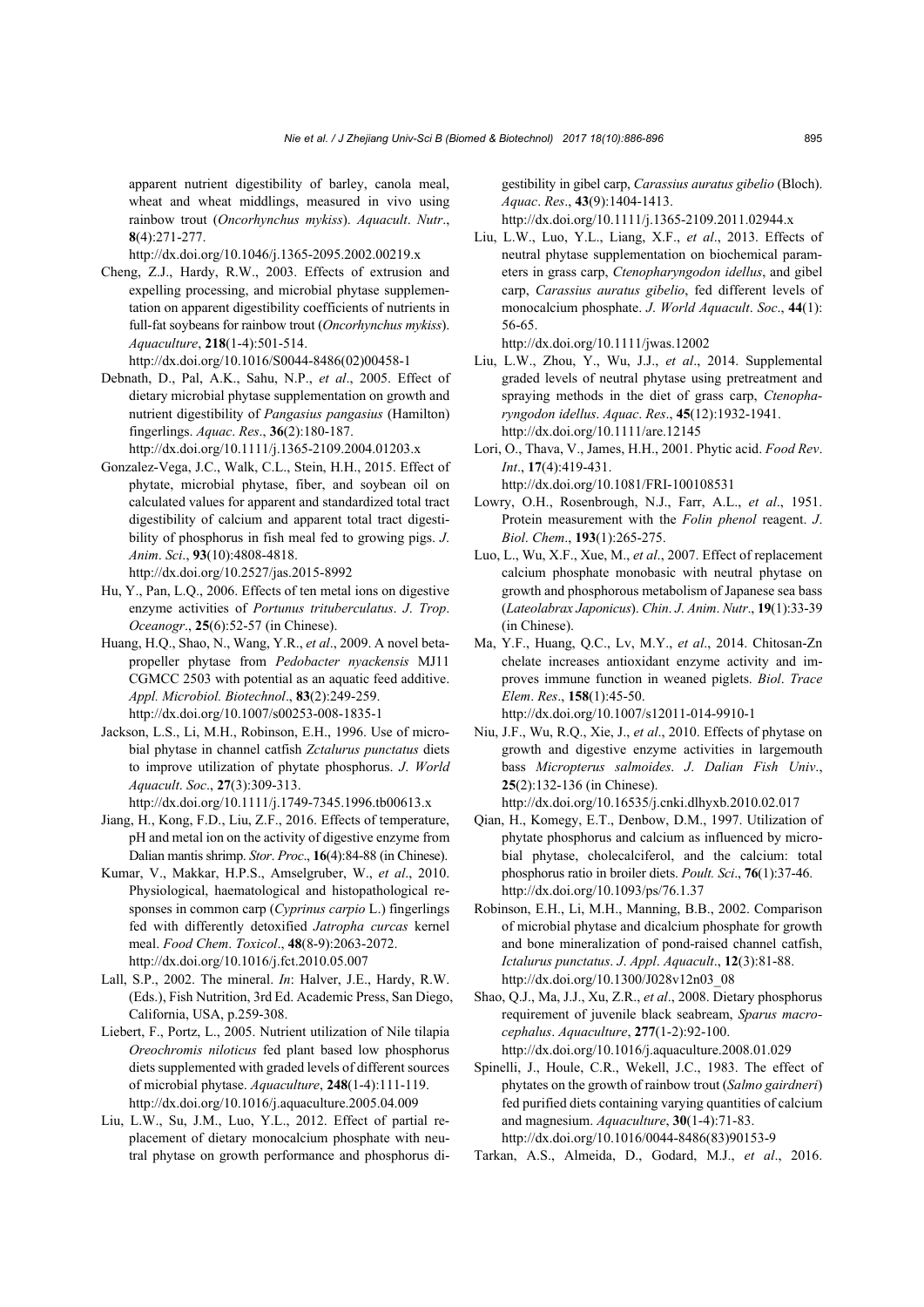apparent nutrient digestibility of barley, canola meal, wheat and wheat middlings, measured in vivo using rainbow trout (*Oncorhynchus mykiss*). *Aquacult. Nutr.*, **8**(4):271-277.
http://dx.doi.org/10.1046/j.1365-2095.2002.00219.x

Cheng, Z.J., Hardy, R.W., 2003. Effects of extrusion and expelling processing, and microbial phytase supplementation on apparent digestibility coefficients of nutrients in full-fat soybeans for rainbow trout (*Oncorhynchus mykiss*). *Aquaculture*, **218**(1-4):501-514.
http://dx.doi.org/10.1016/S0044-8486(02)00458-1

Debnath, D., Pal, A.K., Sahu, N.P., *et al.*, 2005. Effect of dietary microbial phytase supplementation on growth and nutrient digestibility of *Pangasius pangasius* (Hamilton) fingerlings. *Aquac. Res.*, **36**(2):180-187.
http://dx.doi.org/10.1111/j.1365-2109.2004.01203.x

Gonzalez-Vega, J.C., Walk, C.L., Stein, H.H., 2015. Effect of phytate, microbial phytase, fiber, and soybean oil on calculated values for apparent and standardized total tract digestibility of calcium and apparent total tract digestibility of phosphorus in fish meal fed to growing pigs. *J. Anim. Sci.*, **93**(10):4808-4818.
http://dx.doi.org/10.2527/jas.2015-8992

Hu, Y., Pan, L.Q., 2006. Effects of ten metal ions on digestive enzyme activities of *Portunus trituberculatus*. *J. Trop. Oceanogr.*, **25**(6):52-57 (in Chinese).

Huang, H.Q., Shao, N., Wang, Y.R., *et al.*, 2009. A novel beta-propeller phytase from *Pedobacter nyackensis* MJ11 CGMCC 2503 with potential as an aquatic feed additive. *Appl. Microbiol. Biotechnol.*, **83**(2):249-259.
http://dx.doi.org/10.1007/s00253-008-1835-1

Jackson, L.S., Li, M.H., Robinson, E.H., 1996. Use of microbial phytase in channel catfish *Zctalurus punctatus* diets to improve utilization of phytate phosphorus. *J. World Aquacult. Soc.*, **27**(3):309-313.
http://dx.doi.org/10.1111/j.1749-7345.1996.tb00613.x

Jiang, H., Kong, F.D., Liu, Z.F., 2016. Effects of temperature, pH and metal ion on the activity of digestive enzyme from Dalian mantis shrimp. *Stor. Proc.*, **16**(4):84-88 (in Chinese).

Kumar, V., Makkar, H.P.S., Amselgruber, W., *et al.*, 2010. Physiological, haematological and histopathological responses in common carp (*Cyprinus carpio* L.) fingerlings fed with differently detoxified *Jatropha curcas* kernel meal. *Food Chem. Toxicol.*, **48**(8-9):2063-2072.
http://dx.doi.org/10.1016/j.fct.2010.05.007

Lall, S.P., 2002. The mineral. *In*: Halver, J.E., Hardy, R.W. (Eds.), Fish Nutrition, 3rd Ed. Academic Press, San Diego, California, USA, p.259-308.

Liebert, F., Portz, L., 2005. Nutrient utilization of Nile tilapia *Oreochromis niloticus* fed plant based low phosphorus diets supplemented with graded levels of different sources of microbial phytase. *Aquaculture*, **248**(1-4):111-119.
http://dx.doi.org/10.1016/j.aquaculture.2005.04.009

Liu, L.W., Su, J.M., Luo, Y.L., 2012. Effect of partial replacement of dietary monocalcium phosphate with neutral phytase on growth performance and phosphorus digestibility in gibel carp, *Carassius auratus gibelio* (Bloch). *Aquac. Res.*, **43**(9):1404-1413.
http://dx.doi.org/10.1111/j.1365-2109.2011.02944.x

Liu, L.W., Luo, Y.L., Liang, X.F., *et al.*, 2013. Effects of neutral phytase supplementation on biochemical parameters in grass carp, *Ctenopharyngodon idellus*, and gibel carp, *Carassius auratus gibelio*, fed different levels of monocalcium phosphate. *J. World Aquacult. Soc.*, **44**(1): 56-65.
http://dx.doi.org/10.1111/jwas.12002

Liu, L.W., Zhou, Y., Wu, J.J., *et al.*, 2014. Supplemental graded levels of neutral phytase using pretreatment and spraying methods in the diet of grass carp, *Ctenopharyngodon idellus*. *Aquac. Res.*, **45**(12):1932-1941.
http://dx.doi.org/10.1111/are.12145

Lori, O., Thava, V., James, H.H., 2001. Phytic acid. *Food Rev. Int.*, **17**(4):419-431.
http://dx.doi.org/10.1081/FRI-100108531

Lowry, O.H., Rosenbrough, N.J., Farr, A.L., *et al.*, 1951. Protein measurement with the *Folin phenol* reagent. *J. Biol. Chem.*, **193**(1):265-275.

Luo, L., Wu, X.F., Xue, M., *et al.*, 2007. Effect of replacement calcium phosphate monobasic with neutral phytase on growth and phosphorous metabolism of Japanese sea bass (*Lateolabrax Japonicus*). *Chin. J. Anim. Nutr.*, **19**(1):33-39 (in Chinese).

Ma, Y.F., Huang, Q.C., Lv, M.Y., *et al.*, 2014. Chitosan-Zn chelate increases antioxidant enzyme activity and improves immune function in weaned piglets. *Biol. Trace Elem. Res.*, **158**(1):45-50.
http://dx.doi.org/10.1007/s12011-014-9910-1

Niu, J.F., Wu, R.Q., Xie, J., *et al.*, 2010. Effects of phytase on growth and digestive enzyme activities in largemouth bass *Micropterus salmoides*. *J. Dalian Fish Univ.*, **25**(2):132-136 (in Chinese).
http://dx.doi.org/10.16535/j.cnki.dlhyxb.2010.02.017

Qian, H., Komegy, E.T., Denbow, D.M., 1997. Utilization of phytate phosphorus and calcium as influenced by microbial phytase, cholecalciferol, and the calcium: total phosphorus ratio in broiler diets. *Poult. Sci.*, **76**(1):37-46.
http://dx.doi.org/10.1093/ps/76.1.37

Robinson, E.H., Li, M.H., Manning, B.B., 2002. Comparison of microbial phytase and dicalcium phosphate for growth and bone mineralization of pond-raised channel catfish, *Ictalurus punctatus*. *J. Appl. Aquacult.*, **12**(3):81-88.
http://dx.doi.org/10.1300/J028v12n03_08

Shao, Q.J., Ma, J.J., Xu, Z.R., *et al.*, 2008. Dietary phosphorus requirement of juvenile black seabream, *Sparus macrocephalus*. *Aquaculture*, **277**(1-2):92-100.
http://dx.doi.org/10.1016/j.aquaculture.2008.01.029

Spinelli, J., Houle, C.R., Wekell, J.C., 1983. The effect of phytates on the growth of rainbow trout (*Salmo gairdneri*) fed purified diets containing varying quantities of calcium and magnesium. *Aquaculture*, **30**(1-4):71-83.
http://dx.doi.org/10.1016/0044-8486(83)90153-9

Tarkan, A.S., Almeida, D., Godard, M.J., *et al.*, 2016.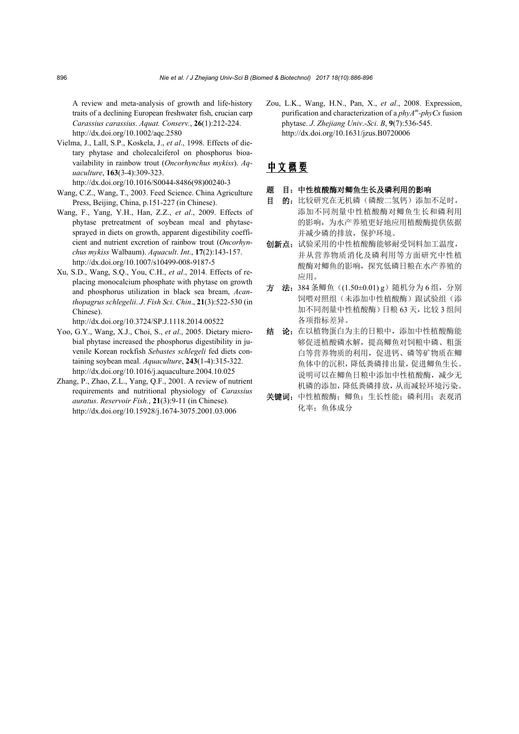A review and meta-analysis of growth and life-history traits of a declining European freshwater fish, crucian carp *Carassius carassius*. *Aquat. Conserv.*, **26**(1):212-224. http://dx.doi.org/10.1002/aqc.2580

Vielma, J., Lall, S.P., Koskela, J., *et al*., 1998. Effects of dietary phytase and cholecalciferol on phosphorus bioavailability in rainbow trout (*Oncorhynchus mykiss*). *Aquaculture*, **163**(3-4):309-323. http://dx.doi.org/10.1016/S0044-8486(98)00240-3

Wang, C.Z., Wang, T., 2003. Feed Science. China Agriculture Press, Beijing, China, p.151-227 (in Chinese).

Wang, F., Yang, Y.H., Han, Z.Z., *et al*., 2009. Effects of phytase pretreatment of soybean meal and phytase-sprayed in diets on growth, apparent digestibility coefficient and nutrient excretion of rainbow trout (*Oncorhynchus mykiss* Walbaum). *Aquacult*. *Int*., **17**(2):143-157. http://dx.doi.org/10.1007/s10499-008-9187-5

Xu, S.D., Wang, S.Q., You, C.H., *et al*., 2014. Effects of replacing monocalcium phosphate with phytase on growth and phosphorus utilization in black sea bream, *Acanthopagrus schlegelii*. *J*. *Fish Sci*. *Chin*., **21**(3):522-530 (in Chinese). http://dx.doi.org/10.3724/SP.J.1118.2014.00522

Yoo, G.Y., Wang, X.J., Choi, S., *et al*., 2005. Dietary microbial phytase increased the phosphorus digestibility in juvenile Korean rockfish *Sebastes schlegeli* fed diets containing soybean meal. *Aquaculture*, **243**(1-4):315-322. http://dx.doi.org/10.1016/j.aquaculture.2004.10.025

Zhang, P., Zhao, Z.L., Yang, Q.F., 2001. A review of nutrient requirements and nutritional physiology of *Carassius auratus*. *Reservoir Fish.*, **21**(3):9-11 (in Chinese). http://dx.doi.org/10.15928/j.1674-3075.2001.03.006

Zou, L.K., Wang, H.N., Pan, X., *et al*., 2008. Expression, purification and characterization of a *phyA*$^{m}$-*phyCs* fusion phytase. *J*. *Zhejiang Univ*.-*Sci*. *B*, **9**(7):536-545. http://dx.doi.org/10.1631/jzus.B0720006

## 中文概要

**题　目：中性植酸酶对鲫鱼生长及磷利用的影响**

**目　的：** 比较研究在无机磷（磷酸二氢钙）添加不足时，添加不同剂量中性植酸酶对鲫鱼生长和磷利用的影响，为水产养殖更好地应用植酸酶提供依据并减少磷的排放，保护环境。

**创新点：** 试验采用的中性植酸酶能够耐受饲料加工温度，并从营养物质消化及磷利用等方面研究中性植酸酶对鲫鱼的影响，探究低磷日粮在水产养殖的应用。

**方　法：** 384 条鲫鱼（(1.50±0.01) g）随机分为 6 组，分别饲喂对照组（未添加中性植酸酶）跟试验组（添加不同剂量中性植酸酶）日粮 63 天，比较 3 组间各项指标差异。

**结　论：** 在以植物蛋白为主的日粮中，添加中性植酸酶能够促进植酸磷水解，提高鲫鱼对饲粮中磷、粗蛋白等营养物质的利用，促进钙、磷等矿物质在鲫鱼体中的沉积，降低粪磷排出量，促进鲫鱼生长。说明可以在鲫鱼日粮中添加中性植酸酶，减少无机磷的添加，降低粪磷排放，从而减轻环境污染。

**关键词：** 中性植酸酶；鲫鱼；生长性能；磷利用；表观消化率；鱼体成分